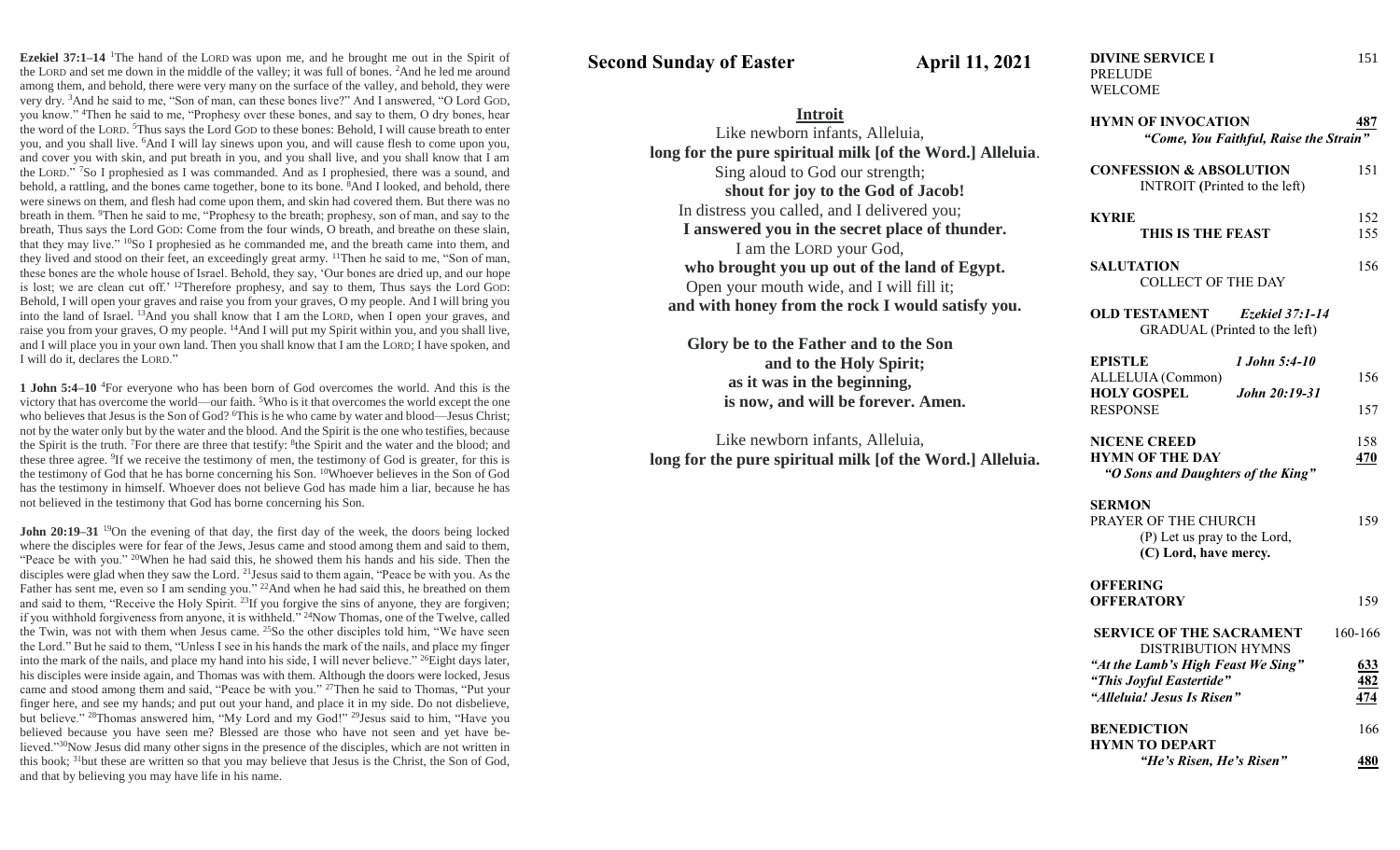**Ezekiel 37:1–14** [1]The hand of the LORD was upon me, and he brought me out in the Spirit of the LORD and set me down in the middle of the valley; it was full of bones. [2]And he led me around among them, and behold, there were very many on the surface of the valley, and behold, they were very dry. [3]And he said to me, "Son of man, can these bones live?" And I answered, "O Lord GOD, you know." [4]Then he said to me, "Prophesy over these bones, and say to them, O dry bones, hear the word of the LORD. [5]Thus says the Lord GOD to these bones: Behold, I will cause breath to enter you, and you shall live. [6]And I will lay sinews upon you, and will cause flesh to come upon you, and cover you with skin, and put breath in you, and you shall live, and you shall know that I am the LORD." [7]So I prophesied as I was commanded. And as I prophesied, there was a sound, and behold, a rattling, and the bones came together, bone to its bone. [8]And I looked, and behold, there were sinews on them, and flesh had come upon them, and skin had covered them. But there was no breath in them. [9]Then he said to me, "Prophesy to the breath; prophesy, son of man, and say to the breath, Thus says the Lord GOD: Come from the four winds, O breath, and breathe on these slain, that they may live." [10]So I prophesied as he commanded me, and the breath came into them, and they lived and stood on their feet, an exceedingly great army. [11]Then he said to me, "Son of man, these bones are the whole house of Israel. Behold, they say, 'Our bones are dried up, and our hope is lost; we are clean cut off.' [12]Therefore prophesy, and say to them, Thus says the Lord GOD: Behold, I will open your graves and raise you from your graves, O my people. And I will bring you into the land of Israel. [13]And you shall know that I am the LORD, when I open your graves, and raise you from your graves, O my people. [14]And I will put my Spirit within you, and you shall live, and I will place you in your own land. Then you shall know that I am the LORD; I have spoken, and I will do it, declares the LORD."

**1 John 5:4–10** [4]For everyone who has been born of God overcomes the world. And this is the victory that has overcome the world—our faith. [5]Who is it that overcomes the world except the one who believes that Jesus is the Son of God? [6]This is he who came by water and blood—Jesus Christ; not by the water only but by the water and the blood. And the Spirit is the one who testifies, because the Spirit is the truth. [7]For there are three that testify: [8]the Spirit and the water and the blood; and these three agree. [9]If we receive the testimony of men, the testimony of God is greater, for this is the testimony of God that he has borne concerning his Son. [10]Whoever believes in the Son of God has the testimony in himself. Whoever does not believe God has made him a liar, because he has not believed in the testimony that God has borne concerning his Son.

**John 20:19–31** [19]On the evening of that day, the first day of the week, the doors being locked where the disciples were for fear of the Jews, Jesus came and stood among them and said to them, "Peace be with you." [20]When he had said this, he showed them his hands and his side. Then the disciples were glad when they saw the Lord. [21]Jesus said to them again, "Peace be with you. As the Father has sent me, even so I am sending you." [22]And when he had said this, he breathed on them and said to them, "Receive the Holy Spirit. [23]If you forgive the sins of anyone, they are forgiven; if you withhold forgiveness from anyone, it is withheld." [24]Now Thomas, one of the Twelve, called the Twin, was not with them when Jesus came. [25]So the other disciples told him, "We have seen the Lord." But he said to them, "Unless I see in his hands the mark of the nails, and place my finger into the mark of the nails, and place my hand into his side, I will never believe." [26]Eight days later, his disciples were inside again, and Thomas was with them. Although the doors were locked, Jesus came and stood among them and said, "Peace be with you." [27]Then he said to Thomas, "Put your finger here, and see my hands; and put out your hand, and place it in my side. Do not disbelieve, but believe." [28]Thomas answered him, "My Lord and my God!" [29]Jesus said to him, "Have you believed because you have seen me? Blessed are those who have not seen and yet have believed." [30]Now Jesus did many other signs in the presence of the disciples, which are not written in this book; [31]but these are written so that you may believe that Jesus is the Christ, the Son of God, and that by believing you may have life in his name.

# Second Sunday of Easter — April 11, 2021

## Introit

Like newborn infants, Alleluia,
**long for the pure spiritual milk [of the Word.] Alleluia**.
Sing aloud to God our strength;
**shout for joy to the God of Jacob!**
In distress you called, and I delivered you;
**I answered you in the secret place of thunder.**
I am the LORD your God,
**who brought you up out of the land of Egypt.**
Open your mouth wide, and I will fill it;
**and with honey from the rock I would satisfy you.**

**Glory be to the Father and to the Son**
**and to the Holy Spirit;**
**as it was in the beginning,**
**is now, and will be forever. Amen.**

Like newborn infants, Alleluia,
**long for the pure spiritual milk [of the Word.] Alleluia.**

**DIVINE SERVICE I** 151
PRELUDE
WELCOME

**HYMN OF INVOCATION** **487**
*"Come, You Faithful, Raise the Strain"*

**CONFESSION & ABSOLUTION** 151
INTROIT (Printed to the left)

**KYRIE** 152
**THIS IS THE FEAST** 155

**SALUTATION** 156
COLLECT OF THE DAY

**OLD TESTAMENT** *Ezekiel 37:1-14*
GRADUAL (Printed to the left)

**EPISTLE** *1 John 5:4-10*
ALLELUIA (Common) 156
**HOLY GOSPEL** *John 20:19-31*
RESPONSE 157

**NICENE CREED** 158
**HYMN OF THE DAY** **470**
*"O Sons and Daughters of the King"*

**SERMON**
PRAYER OF THE CHURCH 159
(P) Let us pray to the Lord,
**(C) Lord, have mercy.**

**OFFERING**
**OFFERATORY** 159

**SERVICE OF THE SACRAMENT** 160-166
DISTRIBUTION HYMNS
*"At the Lamb's High Feast We Sing"* **633**
*"This Joyful Eastertide"* **482**
*"Alleluia! Jesus Is Risen"* **474**

**BENEDICTION** 166
**HYMN TO DEPART**
*"He's Risen, He's Risen"* **480**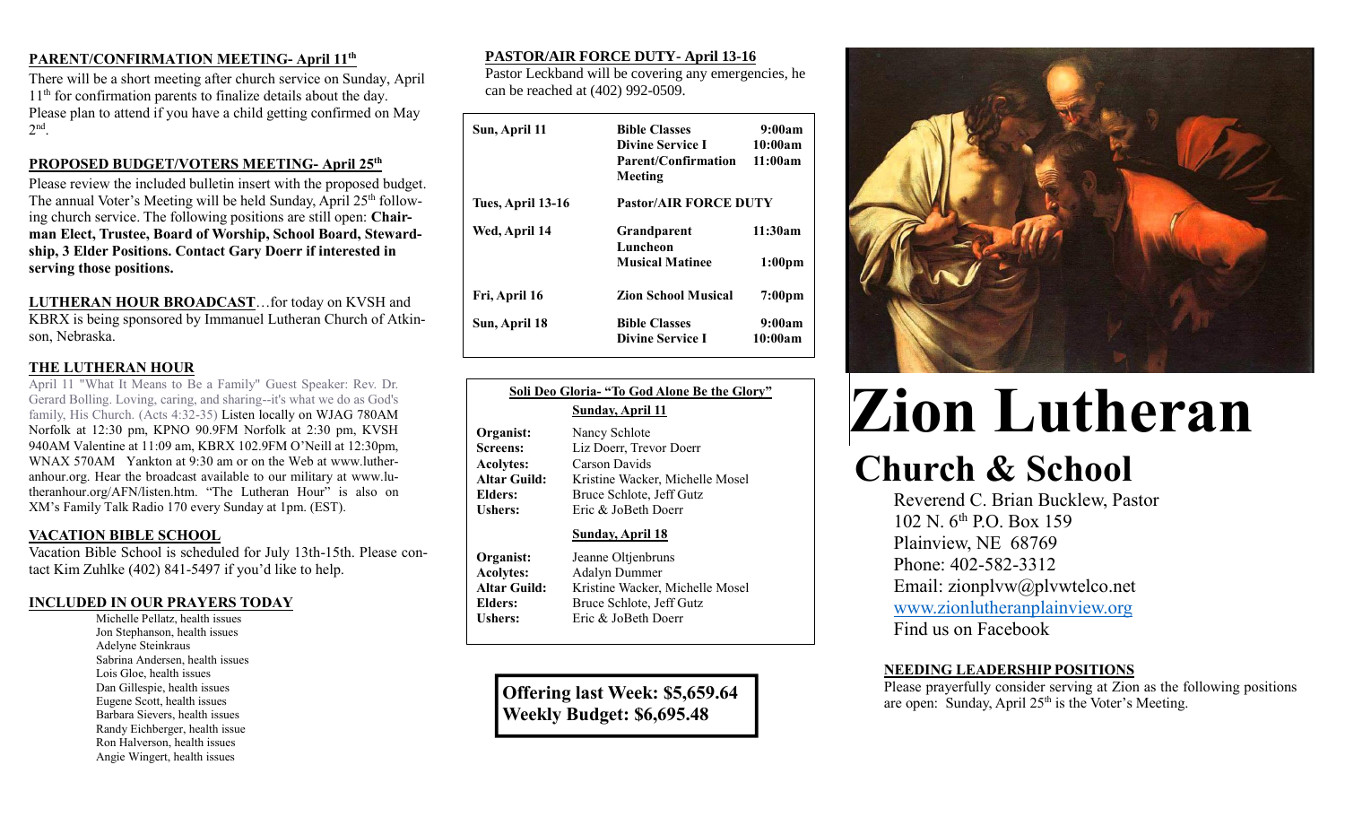## PARENT/CONFIRMATION MEETING- April 11th

There will be a short meeting after church service on Sunday, April 11th for confirmation parents to finalize details about the day. Please plan to attend if you have a child getting confirmed on May 2nd.

## PROPOSED BUDGET/VOTERS MEETING- April 25th

Please review the included bulletin insert with the proposed budget. The annual Voter's Meeting will be held Sunday, April 25th following church service. The following positions are still open: **Chairman Elect, Trustee, Board of Worship, School Board, Stewardship, 3 Elder Positions. Contact Gary Doerr if interested in serving those positions.**

**LUTHERAN HOUR BROADCAST**…for today on KVSH and KBRX is being sponsored by Immanuel Lutheran Church of Atkinson, Nebraska.

## THE LUTHERAN HOUR

April 11 "What It Means to Be a Family" Guest Speaker: Rev. Dr. Gerard Bolling. Loving, caring, and sharing--it's what we do as God's family, His Church. (Acts 4:32-35) Listen locally on WJAG 780AM Norfolk at 12:30 pm, KPNO 90.9FM Norfolk at 2:30 pm, KVSH 940AM Valentine at 11:09 am, KBRX 102.9FM O'Neill at 12:30pm, WNAX 570AM Yankton at 9:30 am or on the Web at www.lutheranhour.org. Hear the broadcast available to our military at www.lutheranhour.org/AFN/listen.htm. "The Lutheran Hour" is also on XM's Family Talk Radio 170 every Sunday at 1pm. (EST).

## VACATION BIBLE SCHOOL

Vacation Bible School is scheduled for July 13th-15th. Please contact Kim Zuhlke (402) 841-5497 if you'd like to help.

## INCLUDED IN OUR PRAYERS TODAY

Michelle Pellatz, health issues
Jon Stephanson, health issues
Adelyne Steinkraus
Sabrina Andersen, health issues
Lois Gloe, health issues
Dan Gillespie, health issues
Eugene Scott, health issues
Barbara Sievers, health issues
Randy Eichberger, health issue
Ron Halverson, health issues
Angie Wingert, health issues

## PASTOR/AIR FORCE DUTY- April 13-16

Pastor Leckband will be covering any emergencies, he can be reached at (402) 992-0509.

| | | |
|---|---|---|
| **Sun, April 11** | **Bible Classes** | **9:00am** |
| | **Divine Service I** | **10:00am** |
| | **Parent/Confirmation Meeting** | **11:00am** |
| **Tues, April 13-16** | **Pastor/AIR FORCE DUTY** | |
| **Wed, April 14** | **Grandparent Luncheon** | **11:30am** |
| | **Musical Matinee** | **1:00pm** |
| **Fri, April 16** | **Zion School Musical** | **7:00pm** |
| **Sun, April 18** | **Bible Classes** | **9:00am** |
| | **Divine Service I** | **10:00am** |

**Soli Deo Gloria- "To God Alone Be the Glory"**

**Sunday, April 11**

**Organist:** Nancy Schlote
**Screens:** Liz Doerr, Trevor Doerr
**Acolytes:** Carson Davids
**Altar Guild:** Kristine Wacker, Michelle Mosel
**Elders:** Bruce Schlote, Jeff Gutz
**Ushers:** Eric & JoBeth Doerr

**Sunday, April 18**

**Organist:** Jeanne Oltjenbruns
**Acolytes:** Adalyn Dummer
**Altar Guild:** Kristine Wacker, Michelle Mosel
**Elders:** Bruce Schlote, Jeff Gutz
**Ushers:** Eric & JoBeth Doerr

**Offering last Week: $5,659.64**
**Weekly Budget: $6,695.48**

# Zion Lutheran

## Church & School

Reverend C. Brian Bucklew, Pastor
102 N. 6th P.O. Box 159
Plainview, NE 68769
Phone: 402-582-3312
Email: zionplvw@plvwtelco.net
www.zionlutheranplainview.org
Find us on Facebook

## NEEDING LEADERSHIP POSITIONS

Please prayerfully consider serving at Zion as the following positions are open: Sunday, April 25th is the Voter's Meeting.